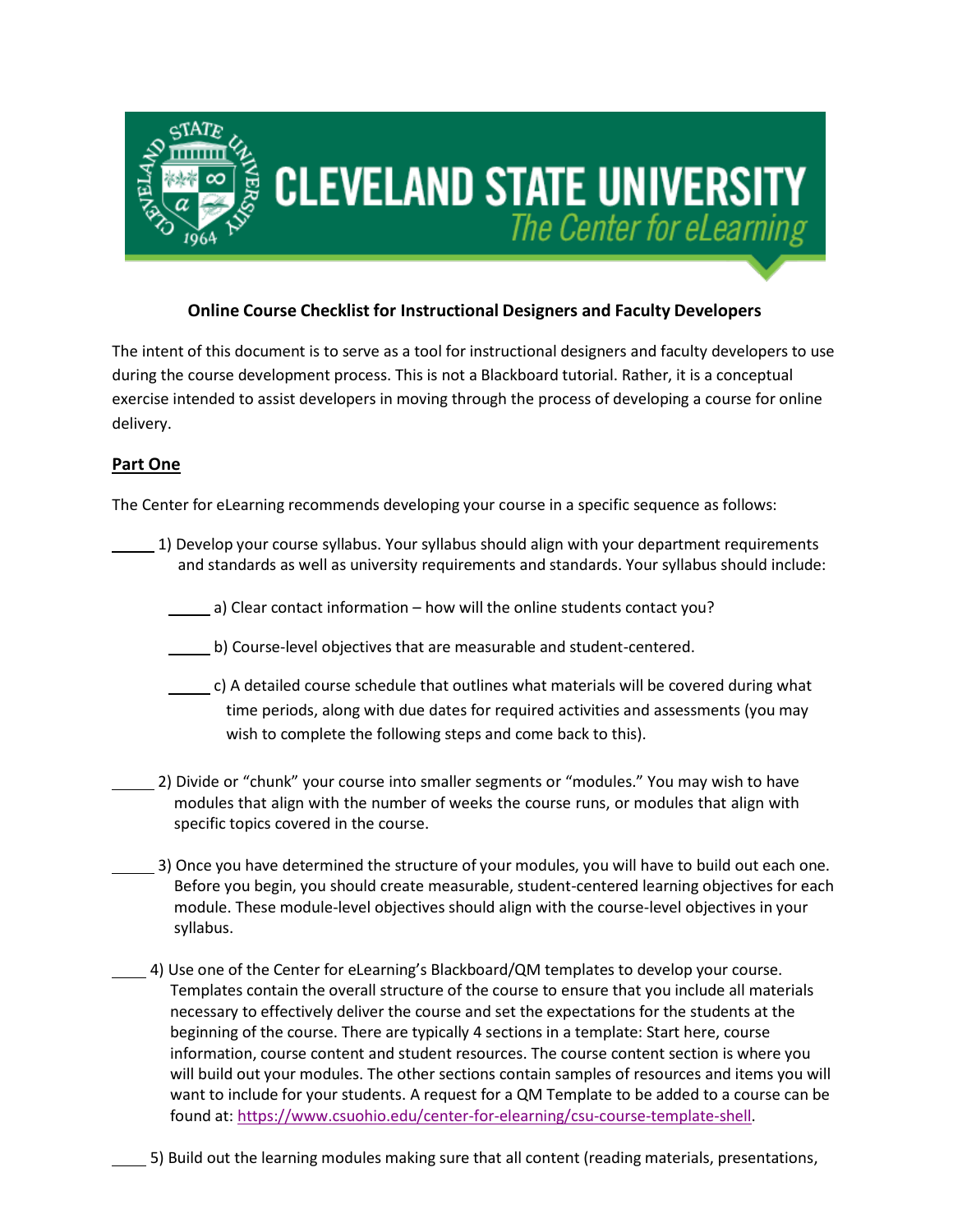**CLEVELAND STATE UNIVERSITY**
*The Center for eLearning*

**Online Course Checklist for Instructional Designers and Faculty Developers**

The intent of this document is to serve as a tool for instructional designers and faculty developers to use during the course development process. This is not a Blackboard tutorial. Rather, it is a conceptual exercise intended to assist developers in moving through the process of developing a course for online delivery.

## Part One

The Center for eLearning recommends developing your course in a specific sequence as follows:

_____ 1) Develop your course syllabus. Your syllabus should align with your department requirements and standards as well as university requirements and standards. Your syllabus should include:

- _____ a) Clear contact information – how will the online students contact you?
- _____ b) Course-level objectives that are measurable and student-centered.
- _____ c) A detailed course schedule that outlines what materials will be covered during what time periods, along with due dates for required activities and assessments (you may wish to complete the following steps and come back to this).

_____ 2) Divide or "chunk" your course into smaller segments or "modules." You may wish to have modules that align with the number of weeks the course runs, or modules that align with specific topics covered in the course.

_____ 3) Once you have determined the structure of your modules, you will have to build out each one. Before you begin, you should create measurable, student-centered learning objectives for each module. These module-level objectives should align with the course-level objectives in your syllabus.

_____ 4) Use one of the Center for eLearning's Blackboard/QM templates to develop your course. Templates contain the overall structure of the course to ensure that you include all materials necessary to effectively deliver the course and set the expectations for the students at the beginning of the course. There are typically 4 sections in a template: Start here, course information, course content and student resources. The course content section is where you will build out your modules. The other sections contain samples of resources and items you will want to include for your students. A request for a QM Template to be added to a course can be found at: https://www.csuohio.edu/center-for-elearning/csu-course-template-shell.

_____ 5) Build out the learning modules making sure that all content (reading materials, presentations,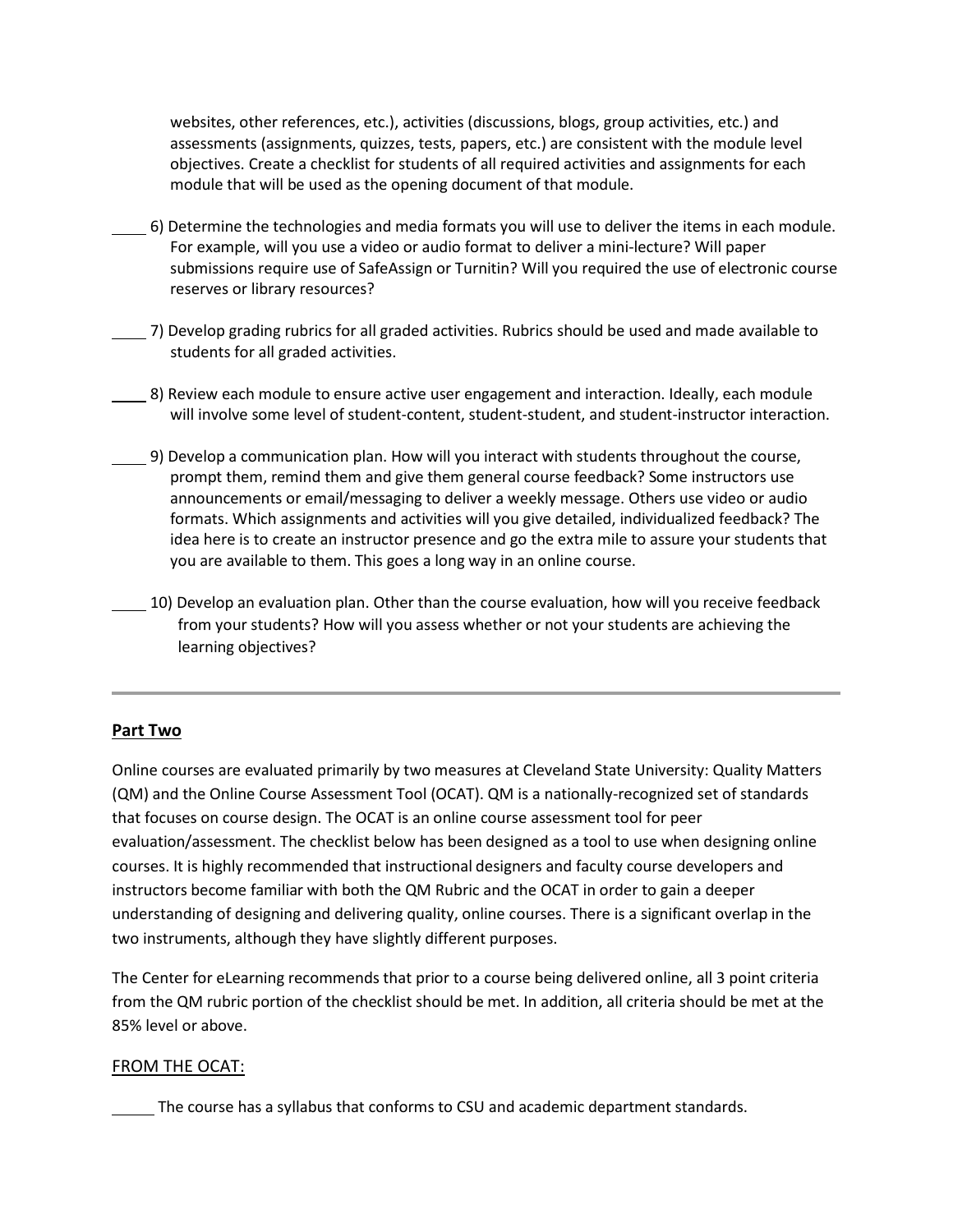websites, other references, etc.), activities (discussions, blogs, group activities, etc.) and assessments (assignments, quizzes, tests, papers, etc.) are consistent with the module level objectives. Create a checklist for students of all required activities and assignments for each module that will be used as the opening document of that module.

____ 6) Determine the technologies and media formats you will use to deliver the items in each module. For example, will you use a video or audio format to deliver a mini-lecture? Will paper submissions require use of SafeAssign or Turnitin? Will you required the use of electronic course reserves or library resources?

____ 7) Develop grading rubrics for all graded activities. Rubrics should be used and made available to students for all graded activities.

____ 8) Review each module to ensure active user engagement and interaction. Ideally, each module will involve some level of student-content, student-student, and student-instructor interaction.

____ 9) Develop a communication plan. How will you interact with students throughout the course, prompt them, remind them and give them general course feedback? Some instructors use announcements or email/messaging to deliver a weekly message. Others use video or audio formats. Which assignments and activities will you give detailed, individualized feedback? The idea here is to create an instructor presence and go the extra mile to assure your students that you are available to them. This goes a long way in an online course.

____ 10) Develop an evaluation plan. Other than the course evaluation, how will you receive feedback from your students? How will you assess whether or not your students are achieving the learning objectives?

---

## Part Two

Online courses are evaluated primarily by two measures at Cleveland State University: Quality Matters (QM) and the Online Course Assessment Tool (OCAT). QM is a nationally-recognized set of standards that focuses on course design. The OCAT is an online course assessment tool for peer evaluation/assessment. The checklist below has been designed as a tool to use when designing online courses. It is highly recommended that instructional designers and faculty course developers and instructors become familiar with both the QM Rubric and the OCAT in order to gain a deeper understanding of designing and delivering quality, online courses. There is a significant overlap in the two instruments, although they have slightly different purposes.

The Center for eLearning recommends that prior to a course being delivered online, all 3 point criteria from the QM rubric portion of the checklist should be met. In addition, all criteria should be met at the 85% level or above.

### FROM THE OCAT:

_____ The course has a syllabus that conforms to CSU and academic department standards.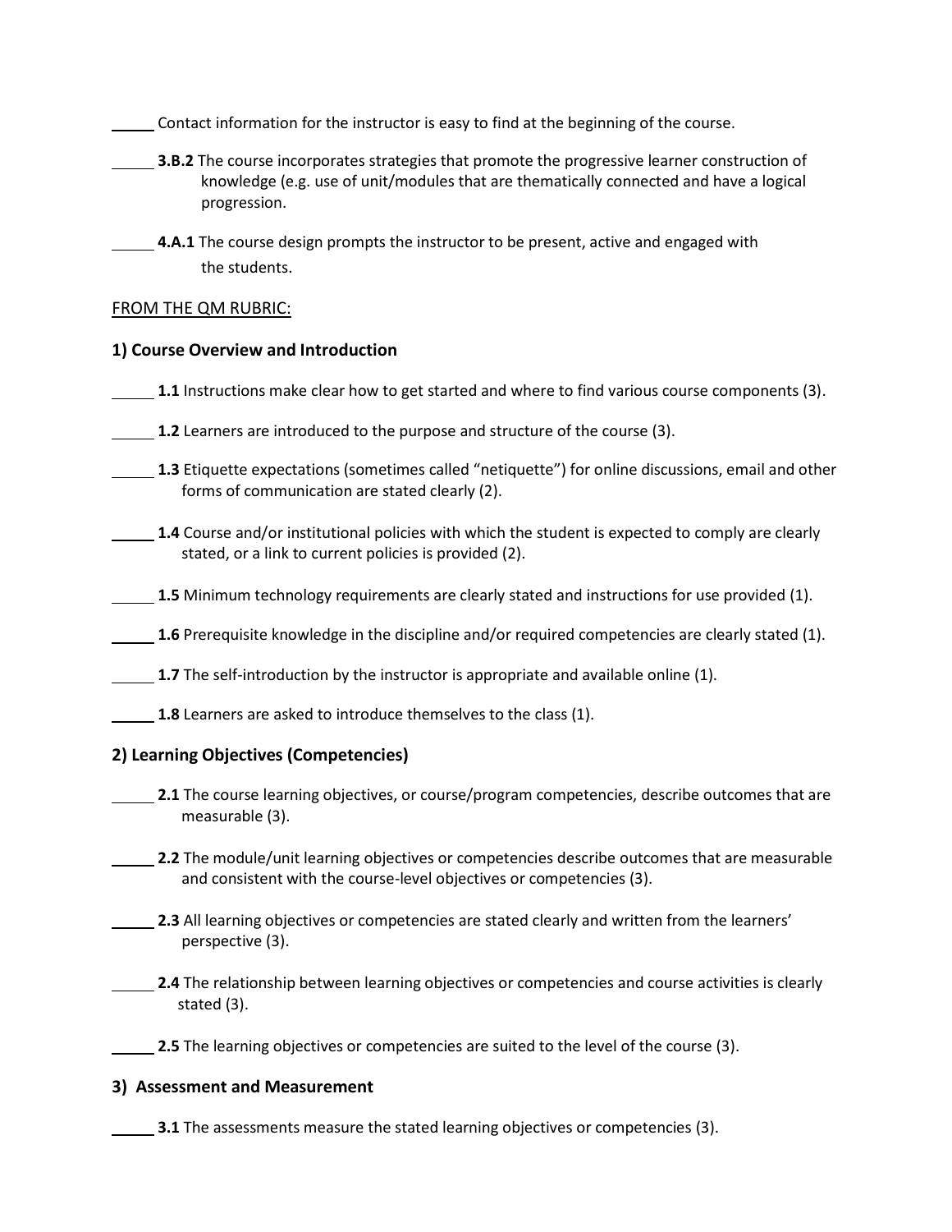_____ Contact information for the instructor is easy to find at the beginning of the course.

_____ **3.B.2** The course incorporates strategies that promote the progressive learner construction of knowledge (e.g. use of unit/modules that are thematically connected and have a logical progression.

_____ **4.A.1** The course design prompts the instructor to be present, active and engaged with the students.

<u>FROM THE QM RUBRIC:</u>

**1) Course Overview and Introduction**

_____ **1.1** Instructions make clear how to get started and where to find various course components (3).

_____ **1.2** Learners are introduced to the purpose and structure of the course (3).

_____ **1.3** Etiquette expectations (sometimes called "netiquette") for online discussions, email and other forms of communication are stated clearly (2).

_____ **1.4** Course and/or institutional policies with which the student is expected to comply are clearly stated, or a link to current policies is provided (2).

_____ **1.5** Minimum technology requirements are clearly stated and instructions for use provided (1).

_____ **1.6** Prerequisite knowledge in the discipline and/or required competencies are clearly stated (1).

_____ **1.7** The self-introduction by the instructor is appropriate and available online (1).

_____ **1.8** Learners are asked to introduce themselves to the class (1).

**2) Learning Objectives (Competencies)**

_____ **2.1** The course learning objectives, or course/program competencies, describe outcomes that are measurable (3).

_____ **2.2** The module/unit learning objectives or competencies describe outcomes that are measurable and consistent with the course-level objectives or competencies (3).

_____ **2.3** All learning objectives or competencies are stated clearly and written from the learners' perspective (3).

_____ **2.4** The relationship between learning objectives or competencies and course activities is clearly stated (3).

_____ **2.5** The learning objectives or competencies are suited to the level of the course (3).

**3) Assessment and Measurement**

_____ **3.1** The assessments measure the stated learning objectives or competencies (3).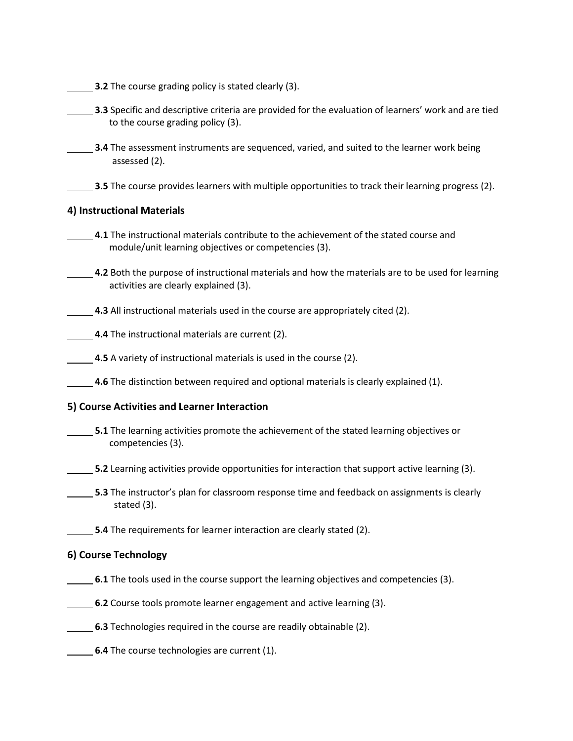_____ **3.2** The course grading policy is stated clearly (3).

_____ **3.3** Specific and descriptive criteria are provided for the evaluation of learners' work and are tied to the course grading policy (3).

_____ **3.4** The assessment instruments are sequenced, varied, and suited to the learner work being assessed (2).

_____ **3.5** The course provides learners with multiple opportunities to track their learning progress (2).

### 4) Instructional Materials

_____ **4.1** The instructional materials contribute to the achievement of the stated course and module/unit learning objectives or competencies (3).

_____ **4.2** Both the purpose of instructional materials and how the materials are to be used for learning activities are clearly explained (3).

_____ **4.3** All instructional materials used in the course are appropriately cited (2).

_____ **4.4** The instructional materials are current (2).

_____ **4.5** A variety of instructional materials is used in the course (2).

_____ **4.6** The distinction between required and optional materials is clearly explained (1).

### 5) Course Activities and Learner Interaction

_____ **5.1** The learning activities promote the achievement of the stated learning objectives or competencies (3).

_____ **5.2** Learning activities provide opportunities for interaction that support active learning (3).

_____ **5.3** The instructor's plan for classroom response time and feedback on assignments is clearly stated (3).

_____ **5.4** The requirements for learner interaction are clearly stated (2).

### 6) Course Technology

_____ **6.1** The tools used in the course support the learning objectives and competencies (3).

_____ **6.2** Course tools promote learner engagement and active learning (3).

_____ **6.3** Technologies required in the course are readily obtainable (2).

_____ **6.4** The course technologies are current (1).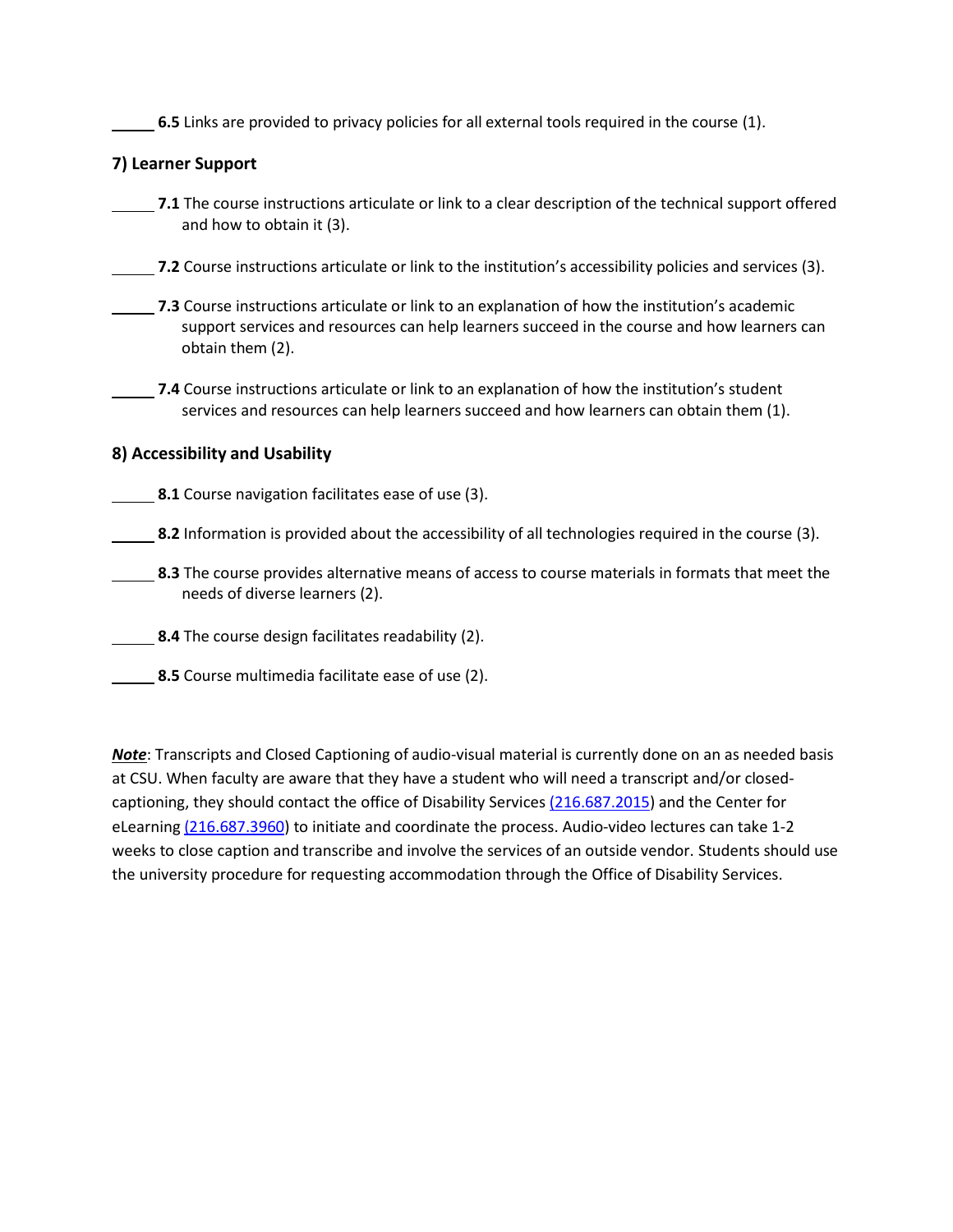_____ **6.5** Links are provided to privacy policies for all external tools required in the course (1).

### 7) Learner Support

_____ **7.1** The course instructions articulate or link to a clear description of the technical support offered and how to obtain it (3).

_____ **7.2** Course instructions articulate or link to the institution's accessibility policies and services (3).

_____ **7.3** Course instructions articulate or link to an explanation of how the institution's academic support services and resources can help learners succeed in the course and how learners can obtain them (2).

_____ **7.4** Course instructions articulate or link to an explanation of how the institution's student services and resources can help learners succeed and how learners can obtain them (1).

### 8) Accessibility and Usability

_____ **8.1** Course navigation facilitates ease of use (3).

_____ **8.2** Information is provided about the accessibility of all technologies required in the course (3).

_____ **8.3** The course provides alternative means of access to course materials in formats that meet the needs of diverse learners (2).

_____ **8.4** The course design facilitates readability (2).

_____ **8.5** Course multimedia facilitate ease of use (2).

***Note***: Transcripts and Closed Captioning of audio-visual material is currently done on an as needed basis at CSU. When faculty are aware that they have a student who will need a transcript and/or closed-captioning, they should contact the office of Disability Services (216.687.2015) and the Center for eLearning (216.687.3960) to initiate and coordinate the process. Audio-video lectures can take 1-2 weeks to close caption and transcribe and involve the services of an outside vendor. Students should use the university procedure for requesting accommodation through the Office of Disability Services.